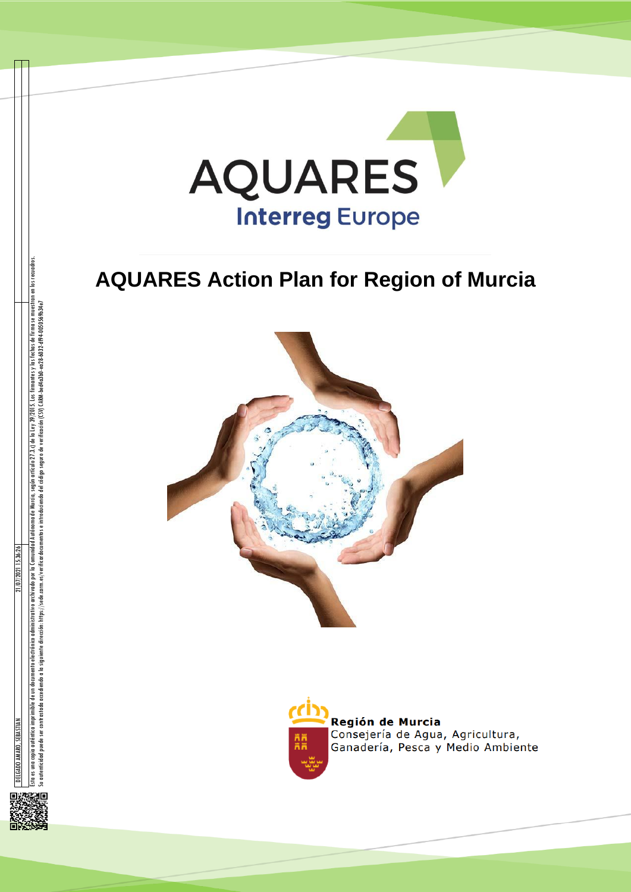AQUARES

Interreg Europe

# AQUARES Action Plan for Region of Murcia

Región de Murcia
Consejería de Agua, Agricultura, Ganadería, Pesca y Medio Ambiente

DELGADO AMARO, SEBASTIAN 21/07/2021 15:36:26

Esta es una copia auténtica imprimible de un documento electrónico administrativo archivado por la Comunidad Autónoma de Murcia, según artículo 27.3.c) de la Ley 39/2015. Los firmantes y las fechas de firma se muestran en los recuadros.
Su autenticidad puede ser contrastada accediendo a la siguiente dirección: https://sede.carm.es/verificardocumentos e introduciendo del código seguro de verificación (CSV) CARM-be44a3b0-ea28-6032-d194-0050569b34e7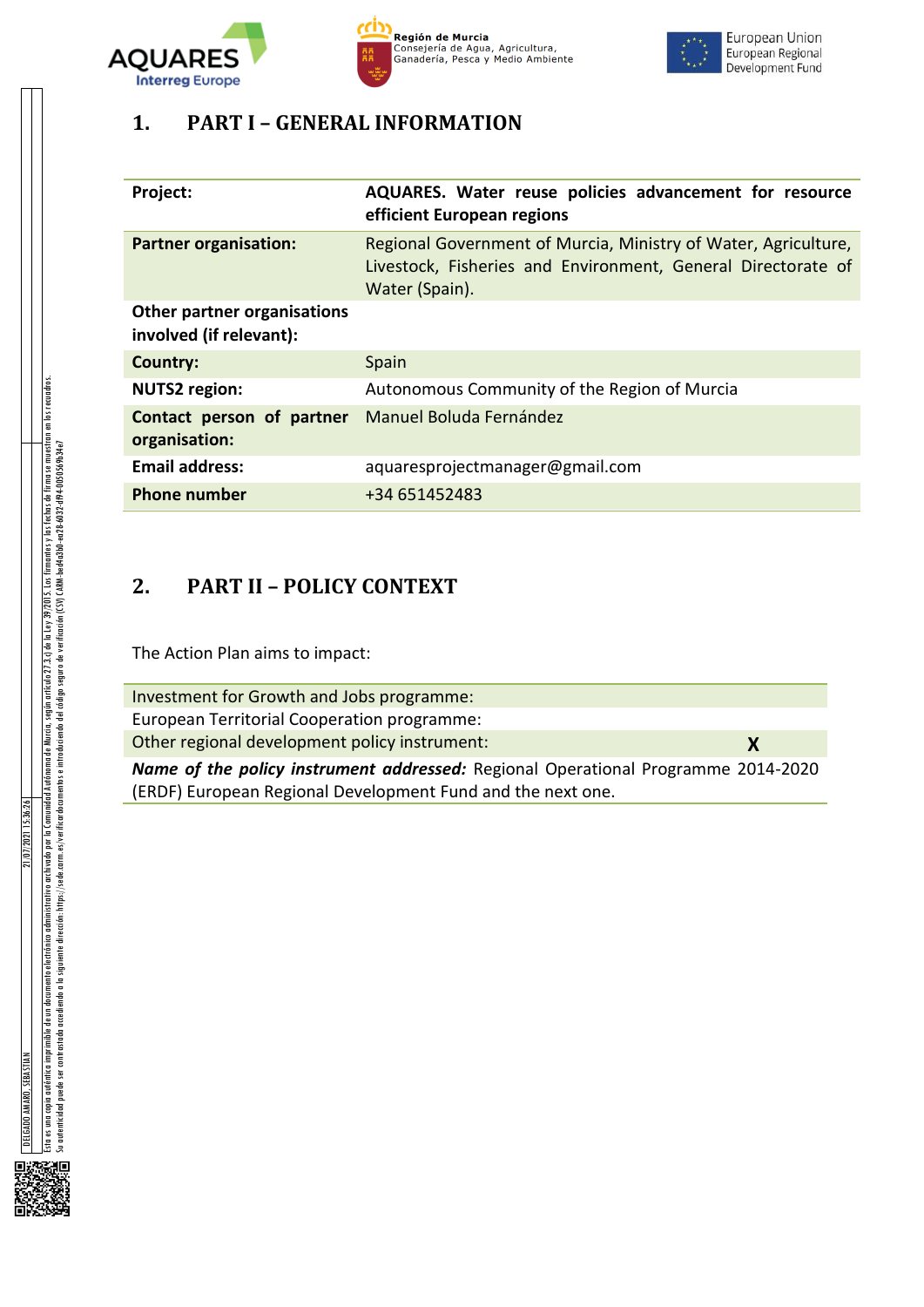# 1. PART I – GENERAL INFORMATION

| | |
|---|---|
| **Project:** | **AQUARES. Water reuse policies advancement for resource efficient European regions** |
| **Partner organisation:** | Regional Government of Murcia, Ministry of Water, Agriculture, Livestock, Fisheries and Environment, General Directorate of Water (Spain). |
| **Other partner organisations involved (if relevant):** | |
| **Country:** | Spain |
| **NUTS2 region:** | Autonomous Community of the Region of Murcia |
| **Contact person of partner organisation:** | Manuel Boluda Fernández |
| **Email address:** | aquaresprojectmanager@gmail.com |
| **Phone number** | +34 651452483 |

# 2. PART II – POLICY CONTEXT

The Action Plan aims to impact:

| | |
|---|---|
| Investment for Growth and Jobs programme: | |
| European Territorial Cooperation programme: | |
| Other regional development policy instrument: | **X** |

***Name of the policy instrument addressed:*** Regional Operational Programme 2014-2020 (ERDF) European Regional Development Fund and the next one.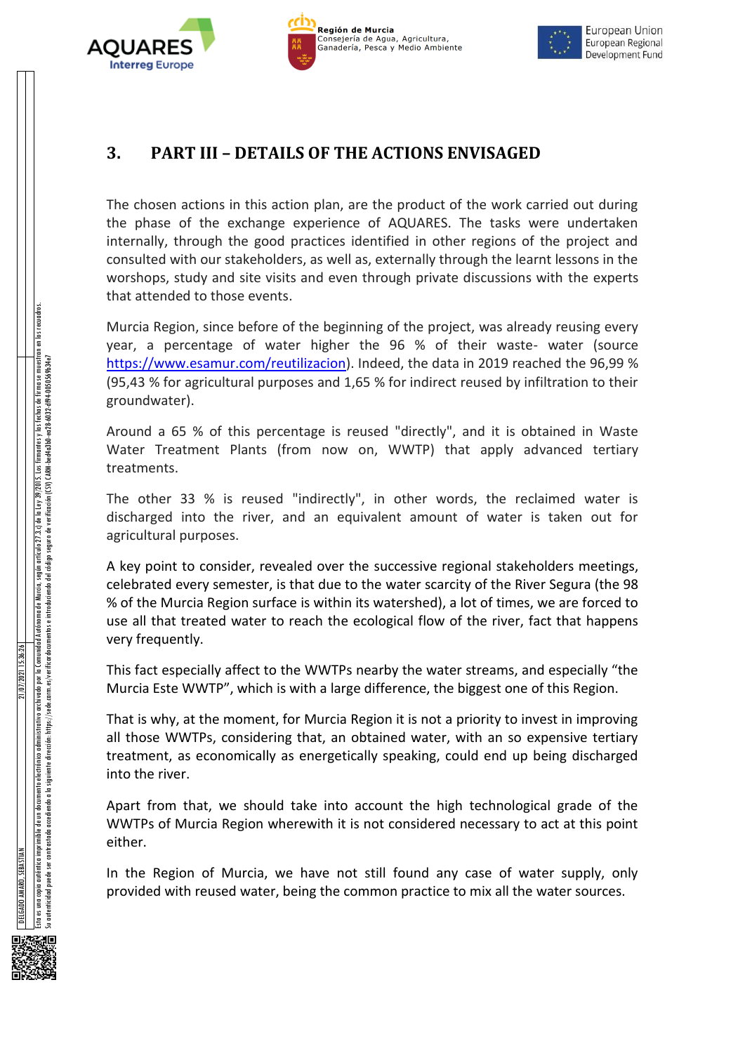## 3. PART III – DETAILS OF THE ACTIONS ENVISAGED

The chosen actions in this action plan, are the product of the work carried out during the phase of the exchange experience of AQUARES. The tasks were undertaken internally, through the good practices identified in other regions of the project and consulted with our stakeholders, as well as, externally through the learnt lessons in the worshops, study and site visits and even through private discussions with the experts that attended to those events.

Murcia Region, since before of the beginning of the project, was already reusing every year, a percentage of water higher the 96 % of their waste- water (source https://www.esamur.com/reutilizacion). Indeed, the data in 2019 reached the 96,99 % (95,43 % for agricultural purposes and 1,65 % for indirect reused by infiltration to their groundwater).

Around a 65 % of this percentage is reused "directly", and it is obtained in Waste Water Treatment Plants (from now on, WWTP) that apply advanced tertiary treatments.

The other 33 % is reused "indirectly", in other words, the reclaimed water is discharged into the river, and an equivalent amount of water is taken out for agricultural purposes.

A key point to consider, revealed over the successive regional stakeholders meetings, celebrated every semester, is that due to the water scarcity of the River Segura (the 98 % of the Murcia Region surface is within its watershed), a lot of times, we are forced to use all that treated water to reach the ecological flow of the river, fact that happens very frequently.

This fact especially affect to the WWTPs nearby the water streams, and especially “the Murcia Este WWTP”, which is with a large difference, the biggest one of this Region.

That is why, at the moment, for Murcia Region it is not a priority to invest in improving all those WWTPs, considering that, an obtained water, with an so expensive tertiary treatment, as economically as energetically speaking, could end up being discharged into the river.

Apart from that, we should take into account the high technological grade of the WWTPs of Murcia Region wherewith it is not considered necessary to act at this point either.

In the Region of Murcia, we have not still found any case of water supply, only provided with reused water, being the common practice to mix all the water sources.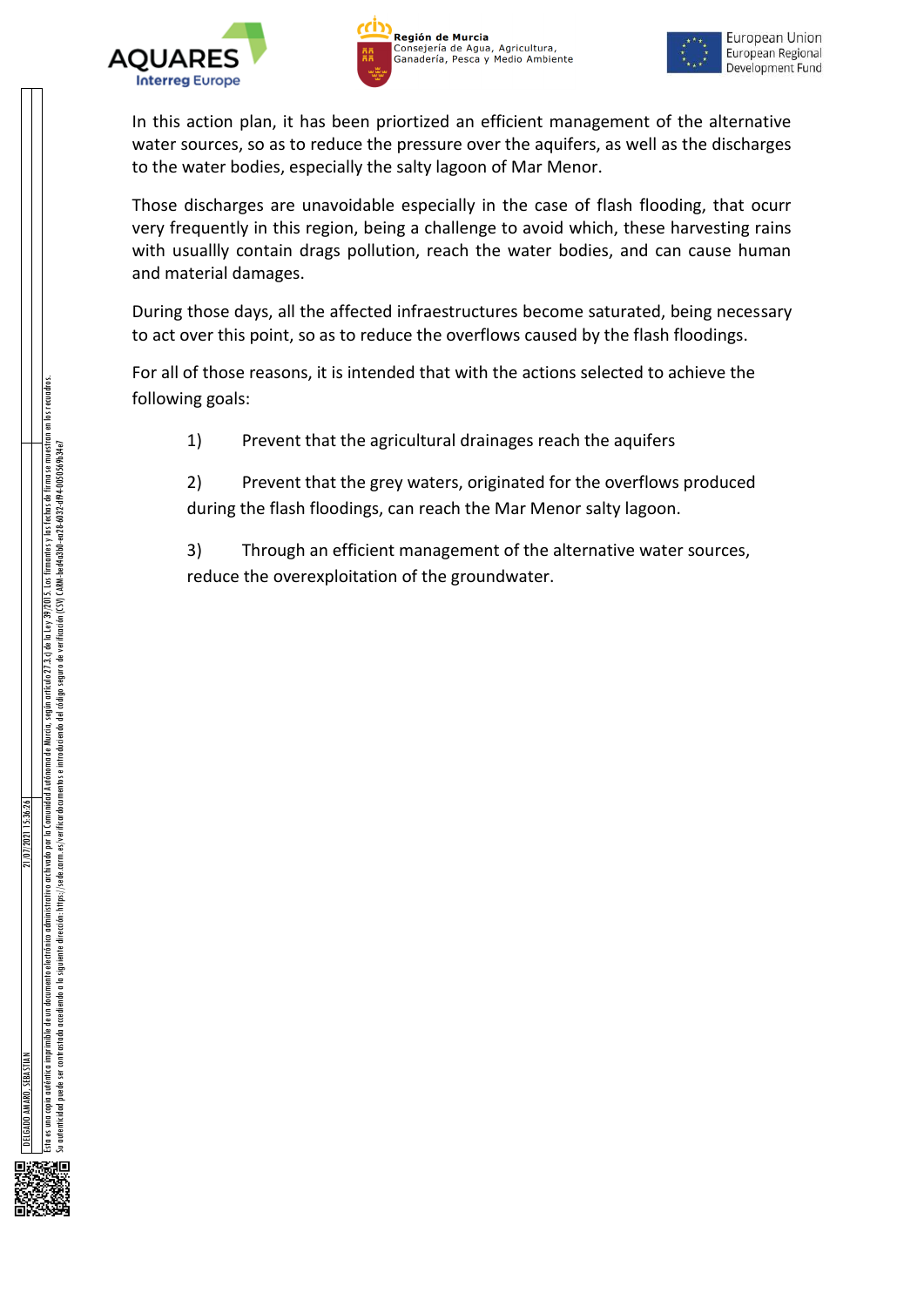In this action plan, it has been priortized an efficient management of the alternative water sources, so as to reduce the pressure over the aquifers, as well as the discharges to the water bodies, especially the salty lagoon of Mar Menor.

Those discharges are unavoidable especially in the case of flash flooding, that ocurr very frequently in this region, being a challenge to avoid which, these harvesting rains with usuallly contain drags pollution, reach the water bodies, and can cause human and material damages.

During those days, all the affected infraestructures become saturated, being necessary to act over this point, so as to reduce the overflows caused by the flash floodings.

For all of those reasons, it is intended that with the actions selected to achieve the following goals:

1) Prevent that the agricultural drainages reach the aquifers

2) Prevent that the grey waters, originated for the overflows produced during the flash floodings, can reach the Mar Menor salty lagoon.

3) Through an efficient management of the alternative water sources, reduce the overexploitation of the groundwater.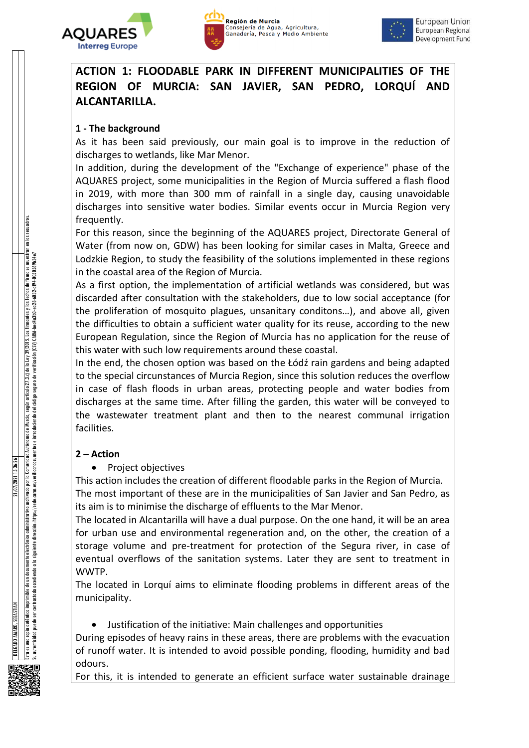# ACTION 1: FLOODABLE PARK IN DIFFERENT MUNICIPALITIES OF THE REGION OF MURCIA: SAN JAVIER, SAN PEDRO, LORQUÍ AND ALCANTARILLA.

## 1 - The background

As it has been said previously, our main goal is to improve in the reduction of discharges to wetlands, like Mar Menor.

In addition, during the development of the "Exchange of experience" phase of the AQUARES project, some municipalities in the Region of Murcia suffered a flash flood in 2019, with more than 300 mm of rainfall in a single day, causing unavoidable discharges into sensitive water bodies. Similar events occur in Murcia Region very frequently.

For this reason, since the beginning of the AQUARES project, Directorate General of Water (from now on, GDW) has been looking for similar cases in Malta, Greece and Lodzkie Region, to study the feasibility of the solutions implemented in these regions in the coastal area of the Region of Murcia.

As a first option, the implementation of artificial wetlands was considered, but was discarded after consultation with the stakeholders, due to low social acceptance (for the proliferation of mosquito plagues, unsanitary conditons…), and above all, given the difficulties to obtain a sufficient water quality for its reuse, according to the new European Regulation, since the Region of Murcia has no application for the reuse of this water with such low requirements around these coastal.

In the end, the chosen option was based on the Łódź rain gardens and being adapted to the special circumstances of Murcia Region, since this solution reduces the overflow in case of flash floods in urban areas, protecting people and water bodies from discharges at the same time. After filling the garden, this water will be conveyed to the wastewater treatment plant and then to the nearest communal irrigation facilities.

## 2 – Action

- Project objectives

This action includes the creation of different floodable parks in the Region of Murcia.

The most important of these are in the municipalities of San Javier and San Pedro, as its aim is to minimise the discharge of effluents to the Mar Menor.

The located in Alcantarilla will have a dual purpose. On the one hand, it will be an area for urban use and environmental regeneration and, on the other, the creation of a storage volume and pre-treatment for protection of the Segura river, in case of eventual overflows of the sanitation systems. Later they are sent to treatment in WWTP.

The located in Lorquí aims to eliminate flooding problems in different areas of the municipality.

- Justification of the initiative: Main challenges and opportunities

During episodes of heavy rains in these areas, there are problems with the evacuation of runoff water. It is intended to avoid possible ponding, flooding, humidity and bad odours.

For this, it is intended to generate an efficient surface water sustainable drainage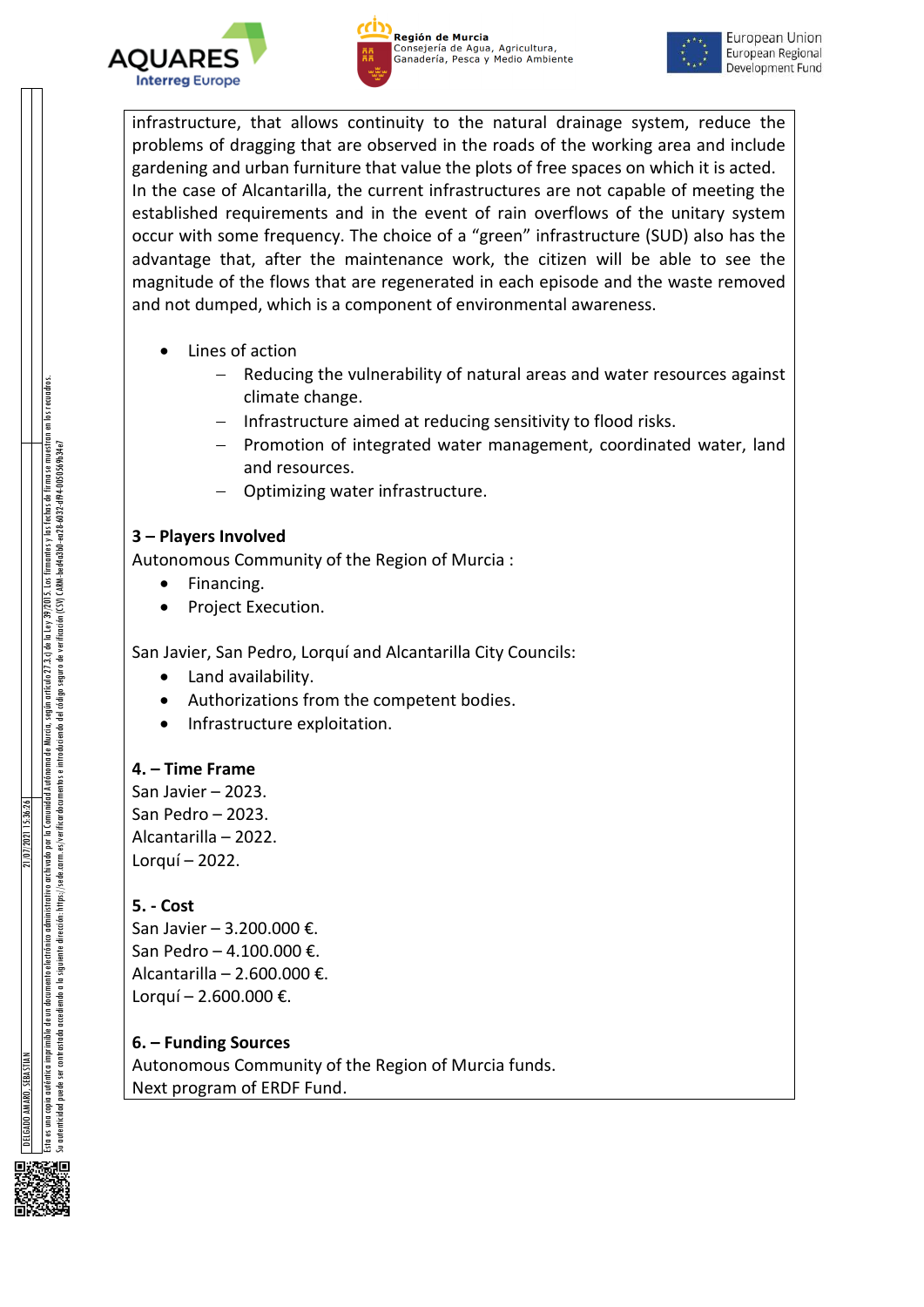infrastructure, that allows continuity to the natural drainage system, reduce the problems of dragging that are observed in the roads of the working area and include gardening and urban furniture that value the plots of free spaces on which it is acted.
In the case of Alcantarilla, the current infrastructures are not capable of meeting the established requirements and in the event of rain overflows of the unitary system occur with some frequency. The choice of a "green" infrastructure (SUD) also has the advantage that, after the maintenance work, the citizen will be able to see the magnitude of the flows that are regenerated in each episode and the waste removed and not dumped, which is a component of environmental awareness.

- Lines of action
  - Reducing the vulnerability of natural areas and water resources against climate change.
  - Infrastructure aimed at reducing sensitivity to flood risks.
  - Promotion of integrated water management, coordinated water, land and resources.
  - Optimizing water infrastructure.

**3 – Players Involved**

Autonomous Community of the Region of Murcia :

- Financing.
- Project Execution.

San Javier, San Pedro, Lorquí and Alcantarilla City Councils:

- Land availability.
- Authorizations from the competent bodies.
- Infrastructure exploitation.

**4. – Time Frame**

San Javier – 2023.
San Pedro – 2023.
Alcantarilla – 2022.
Lorquí – 2022.

**5. - Cost**

San Javier – 3.200.000 €.
San Pedro – 4.100.000 €.
Alcantarilla – 2.600.000 €.
Lorquí – 2.600.000 €.

**6. – Funding Sources**

Autonomous Community of the Region of Murcia funds.
Next program of ERDF Fund.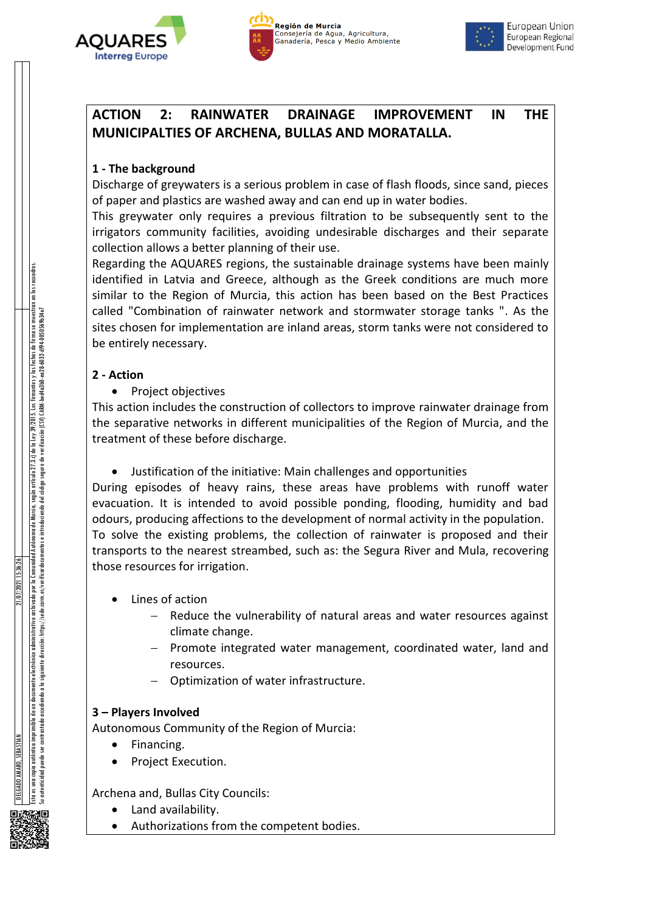## ACTION 2: RAINWATER DRAINAGE IMPROVEMENT IN THE MUNICIPALTIES OF ARCHENA, BULLAS AND MORATALLA.

### 1 - The background

Discharge of greywaters is a serious problem in case of flash floods, since sand, pieces of paper and plastics are washed away and can end up in water bodies.

This greywater only requires a previous filtration to be subsequently sent to the irrigators community facilities, avoiding undesirable discharges and their separate collection allows a better planning of their use.

Regarding the AQUARES regions, the sustainable drainage systems have been mainly identified in Latvia and Greece, although as the Greek conditions are much more similar to the Region of Murcia, this action has been based on the Best Practices called "Combination of rainwater network and stormwater storage tanks ". As the sites chosen for implementation are inland areas, storm tanks were not considered to be entirely necessary.

### 2 - Action

- Project objectives

This action includes the construction of collectors to improve rainwater drainage from the separative networks in different municipalities of the Region of Murcia, and the treatment of these before discharge.

- Justification of the initiative: Main challenges and opportunities

During episodes of heavy rains, these areas have problems with runoff water evacuation. It is intended to avoid possible ponding, flooding, humidity and bad odours, producing affections to the development of normal activity in the population.

To solve the existing problems, the collection of rainwater is proposed and their transports to the nearest streambed, such as: the Segura River and Mula, recovering those resources for irrigation.

- Lines of action
  - Reduce the vulnerability of natural areas and water resources against climate change.
  - Promote integrated water management, coordinated water, land and resources.
  - Optimization of water infrastructure.

### 3 – Players Involved

Autonomous Community of the Region of Murcia:

- Financing.
- Project Execution.

Archena and, Bullas City Councils:

- Land availability.
- Authorizations from the competent bodies.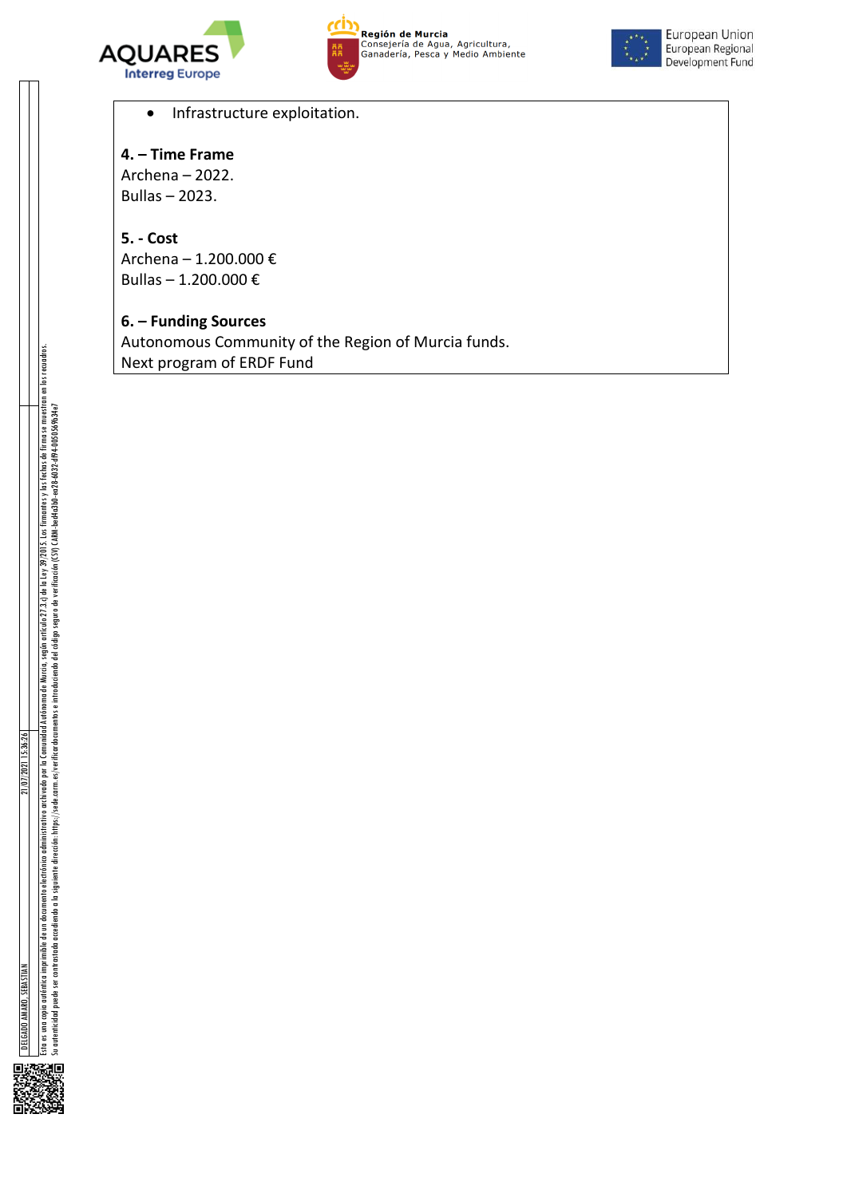- Infrastructure exploitation.

**4. – Time Frame**
Archena – 2022.
Bullas – 2023.

**5. - Cost**
Archena – 1.200.000 €
Bullas – 1.200.000 €

**6. – Funding Sources**
Autonomous Community of the Region of Murcia funds.
Next program of ERDF Fund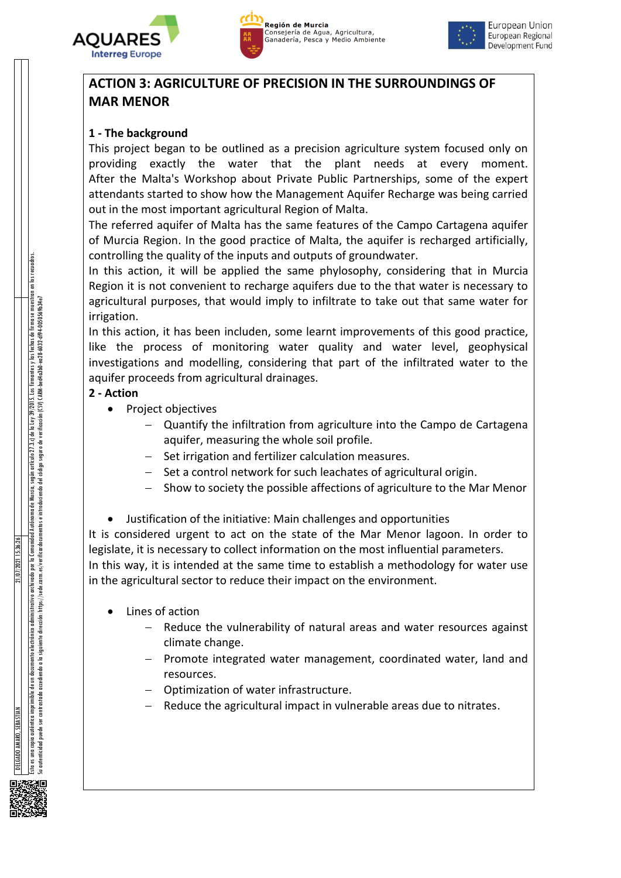## ACTION 3: AGRICULTURE OF PRECISION IN THE SURROUNDINGS OF MAR MENOR

### 1 - The background

This project began to be outlined as a precision agriculture system focused only on providing exactly the water that the plant needs at every moment. After the Malta's Workshop about Private Public Partnerships, some of the expert attendants started to show how the Management Aquifer Recharge was being carried out in the most important agricultural Region of Malta.

The referred aquifer of Malta has the same features of the Campo Cartagena aquifer of Murcia Region. In the good practice of Malta, the aquifer is recharged artificially, controlling the quality of the inputs and outputs of groundwater.

In this action, it will be applied the same phylosophy, considering that in Murcia Region it is not convenient to recharge aquifers due to the that water is necessary to agricultural purposes, that would imply to infiltrate to take out that same water for irrigation.

In this action, it has been included, some learnt improvements of this good practice, like the process of monitoring water quality and water level, geophysical investigations and modelling, considering that part of the infiltrated water to the aquifer proceeds from agricultural drainages.

### 2 - Action

- Project objectives
  - Quantify the infiltration from agriculture into the Campo de Cartagena aquifer, measuring the whole soil profile.
  - Set irrigation and fertilizer calculation measures.
  - Set a control network for such leachates of agricultural origin.
  - Show to society the possible affections of agriculture to the Mar Menor

- Justification of the initiative: Main challenges and opportunities

It is considered urgent to act on the state of the Mar Menor lagoon. In order to legislate, it is necessary to collect information on the most influential parameters.

In this way, it is intended at the same time to establish a methodology for water use in the agricultural sector to reduce their impact on the environment.

- Lines of action
  - Reduce the vulnerability of natural areas and water resources against climate change.
  - Promote integrated water management, coordinated water, land and resources.
  - Optimization of water infrastructure.
  - Reduce the agricultural impact in vulnerable areas due to nitrates.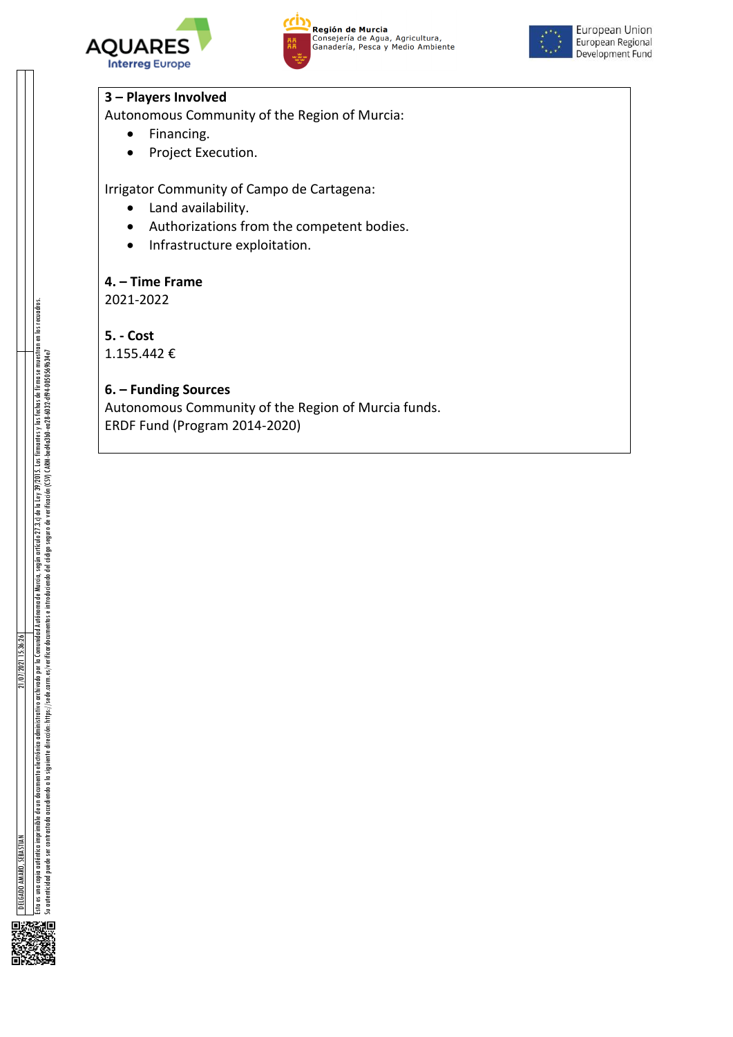### 3 – Players Involved

Autonomous Community of the Region of Murcia:

- Financing.
- Project Execution.

Irrigator Community of Campo de Cartagena:

- Land availability.
- Authorizations from the competent bodies.
- Infrastructure exploitation.

### 4. – Time Frame

2021-2022

### 5. - Cost

1.155.442 €

### 6. – Funding Sources

Autonomous Community of the Region of Murcia funds.
ERDF Fund (Program 2014-2020)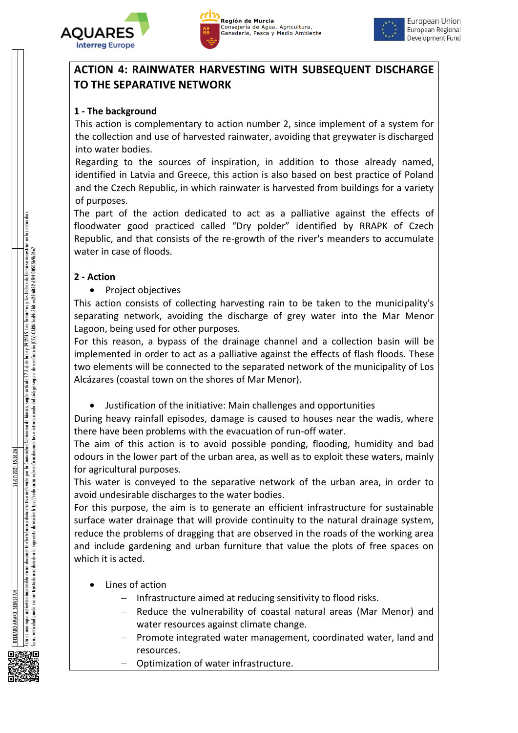## ACTION 4: RAINWATER HARVESTING WITH SUBSEQUENT DISCHARGE TO THE SEPARATIVE NETWORK

### 1 - The background

This action is complementary to action number 2, since implement of a system for the collection and use of harvested rainwater, avoiding that greywater is discharged into water bodies.

Regarding to the sources of inspiration, in addition to those already named, identified in Latvia and Greece, this action is also based on best practice of Poland and the Czech Republic, in which rainwater is harvested from buildings for a variety of purposes.

The part of the action dedicated to act as a palliative against the effects of floodwater good practiced called "Dry polder" identified by RRAPK of Czech Republic, and that consists of the re-growth of the river's meanders to accumulate water in case of floods.

### 2 - Action

- Project objectives

This action consists of collecting harvesting rain to be taken to the municipality's separating network, avoiding the discharge of grey water into the Mar Menor Lagoon, being used for other purposes.

For this reason, a bypass of the drainage channel and a collection basin will be implemented in order to act as a palliative against the effects of flash floods. These two elements will be connected to the separated network of the municipality of Los Alcázares (coastal town on the shores of Mar Menor).

- Justification of the initiative: Main challenges and opportunities

During heavy rainfall episodes, damage is caused to houses near the wadis, where there have been problems with the evacuation of run-off water.

The aim of this action is to avoid possible ponding, flooding, humidity and bad odours in the lower part of the urban area, as well as to exploit these waters, mainly for agricultural purposes.

This water is conveyed to the separative network of the urban area, in order to avoid undesirable discharges to the water bodies.

For this purpose, the aim is to generate an efficient infrastructure for sustainable surface water drainage that will provide continuity to the natural drainage system, reduce the problems of dragging that are observed in the roads of the working area and include gardening and urban furniture that value the plots of free spaces on which it is acted.

- Lines of action
  - Infrastructure aimed at reducing sensitivity to flood risks.
  - Reduce the vulnerability of coastal natural areas (Mar Menor) and water resources against climate change.
  - Promote integrated water management, coordinated water, land and resources.
  - Optimization of water infrastructure.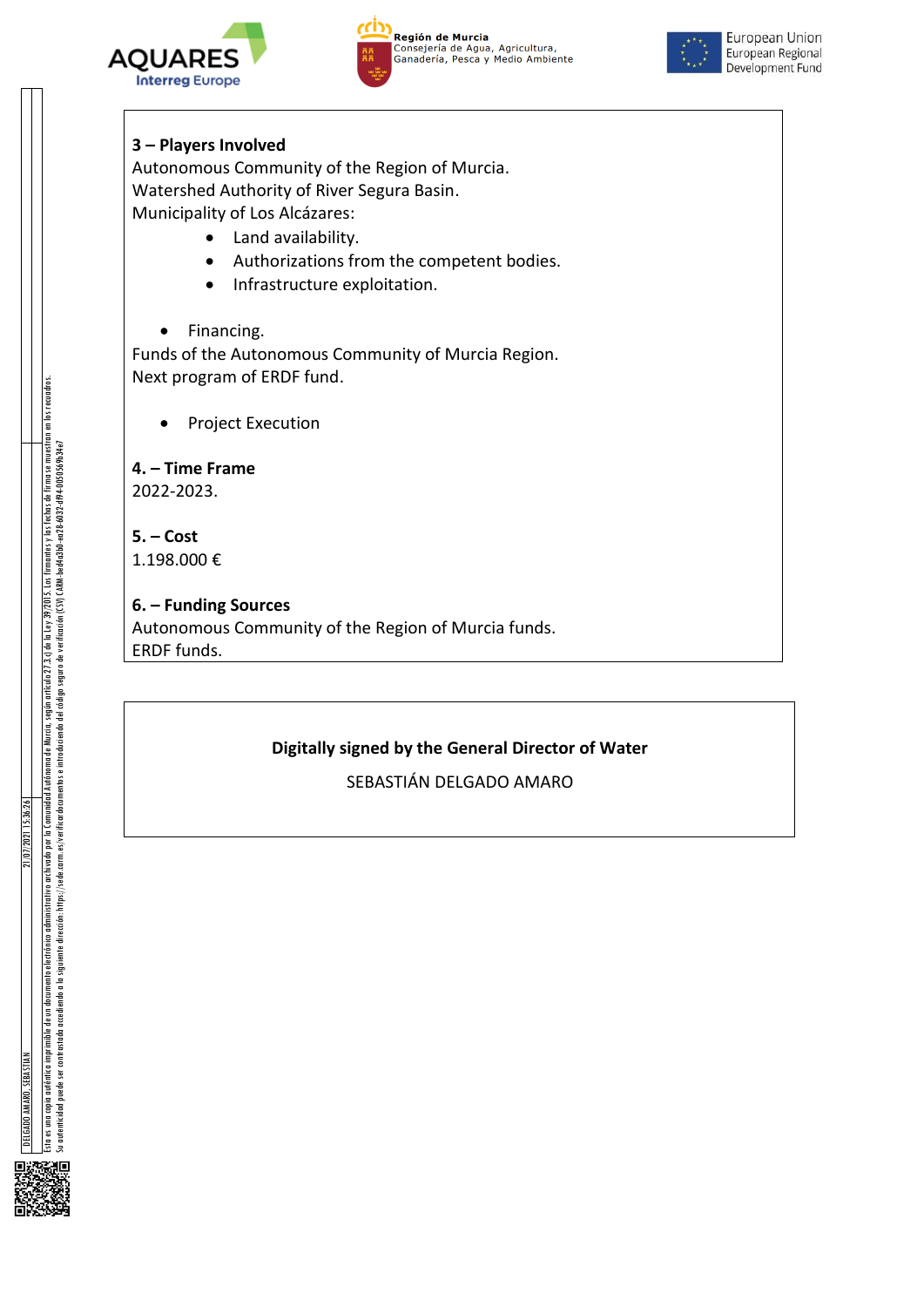**3 – Players Involved**

Autonomous Community of the Region of Murcia.
Watershed Authority of River Segura Basin.
Municipality of Los Alcázares:

- Land availability.
- Authorizations from the competent bodies.
- Infrastructure exploitation.

- Financing.

Funds of the Autonomous Community of Murcia Region.
Next program of ERDF fund.

- Project Execution

**4. – Time Frame**

2022-2023.

**5. – Cost**

1.198.000 €

**6. – Funding Sources**

Autonomous Community of the Region of Murcia funds.
ERDF funds.

**Digitally signed by the General Director of Water**

SEBASTIÁN DELGADO AMARO